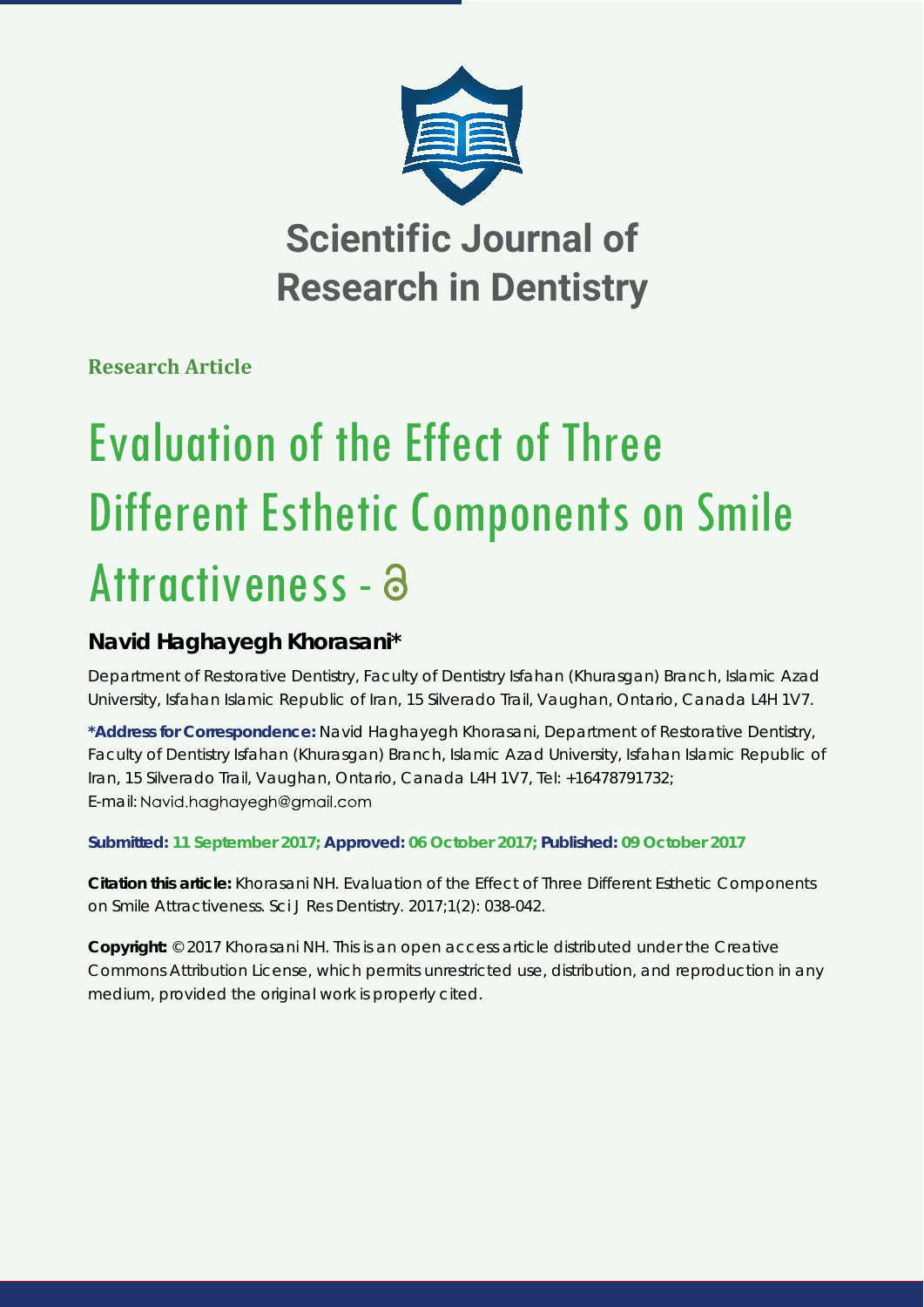# Scientific Journal of Research in Dentistry

**Research Article**

# Evaluation of the Effect of Three Different Esthetic Components on Smile Attractiveness

## Navid Haghayegh Khorasani*

Department of Restorative Dentistry, Faculty of Dentistry Isfahan (Khurasgan) Branch, Islamic Azad University, Isfahan Islamic Republic of Iran, 15 Silverado Trail, Vaughan, Ontario, Canada L4H 1V7.

**\*Address for Correspondence:** Navid Haghayegh Khorasani, Department of Restorative Dentistry, Faculty of Dentistry Isfahan (Khurasgan) Branch, Islamic Azad University, Isfahan Islamic Republic of Iran, 15 Silverado Trail, Vaughan, Ontario, Canada L4H 1V7, Tel: +16478791732; E-mail: Navid.haghayegh@gmail.com

**Submitted: 11 September 2017; Approved: 06 October 2017; Published: 09 October 2017**

**Citation this article:** Khorasani NH. Evaluation of the Effect of Three Different Esthetic Components on Smile Attractiveness. Sci J Res Dentistry. 2017;1(2): 038-042.

**Copyright:** © 2017 Khorasani NH. This is an open access article distributed under the Creative Commons Attribution License, which permits unrestricted use, distribution, and reproduction in any medium, provided the original work is properly cited.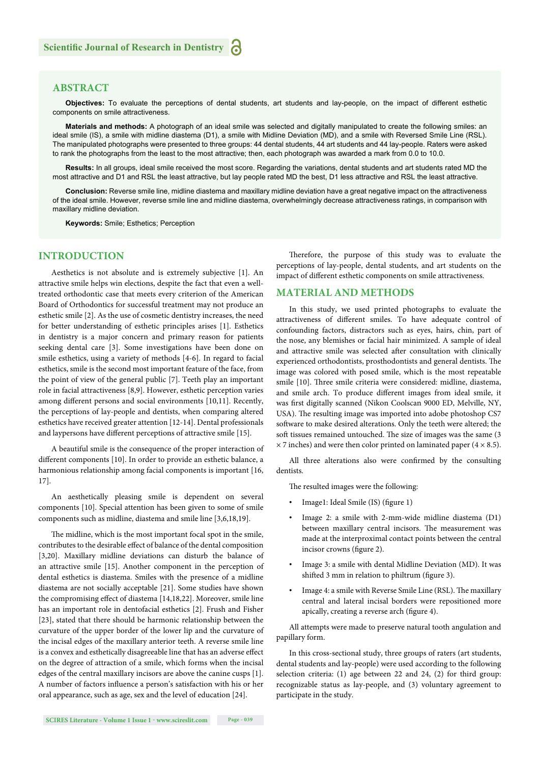## ABSTRACT

**Objectives:** To evaluate the perceptions of dental students, art students and lay-people, on the impact of different esthetic components on smile attractiveness.

**Materials and methods:** A photograph of an ideal smile was selected and digitally manipulated to create the following smiles: an ideal smile (IS), a smile with midline diastema (D1), a smile with Midline Deviation (MD), and a smile with Reversed Smile Line (RSL). The manipulated photographs were presented to three groups: 44 dental students, 44 art students and 44 lay-people. Raters were asked to rank the photographs from the least to the most attractive; then, each photograph was awarded a mark from 0.0 to 10.0.

**Results:** In all groups, ideal smile received the most score. Regarding the variations, dental students and art students rated MD the most attractive and D1 and RSL the least attractive, but lay people rated MD the best, D1 less attractive and RSL the least attractive.

**Conclusion:** Reverse smile line, midline diastema and maxillary midline deviation have a great negative impact on the attractiveness of the ideal smile. However, reverse smile line and midline diastema, overwhelmingly decrease attractiveness ratings, in comparison with maxillary midline deviation.

**Keywords:** Smile; Esthetics; Perception

## INTRODUCTION

Aesthetics is not absolute and is extremely subjective [1]. An attractive smile helps win elections, despite the fact that even a well-treated orthodontic case that meets every criterion of the American Board of Orthodontics for successful treatment may not produce an esthetic smile [2]. As the use of cosmetic dentistry increases, the need for better understanding of esthetic principles arises [1]. Esthetics in dentistry is a major concern and primary reason for patients seeking dental care [3]. Some investigations have been done on smile esthetics, using a variety of methods [4-6]. In regard to facial esthetics, smile is the second most important feature of the face, from the point of view of the general public [7]. Teeth play an important role in facial attractiveness [8,9]. However, esthetic perception varies among different persons and social environments [10,11]. Recently, the perceptions of lay-people and dentists, when comparing altered esthetics have received greater attention [12-14]. Dental professionals and laypersons have different perceptions of attractive smile [15].

A beautiful smile is the consequence of the proper interaction of different components [10]. In order to provide an esthetic balance, a harmonious relationship among facial components is important [16, 17].

An aesthetically pleasing smile is dependent on several components [10]. Special attention has been given to some of smile components such as midline, diastema and smile line [3,6,18,19].

The midline, which is the most important focal spot in the smile, contributes to the desirable effect of balance of the dental composition [3,20]. Maxillary midline deviations can disturb the balance of an attractive smile [15]. Another component in the perception of dental esthetics is diastema. Smiles with the presence of a midline diastema are not socially acceptable [21]. Some studies have shown the compromising effect of diastema [14,18,22]. Moreover, smile line has an important role in dentofacial esthetics [2]. Frush and Fisher [23], stated that there should be harmonic relationship between the curvature of the upper border of the lower lip and the curvature of the incisal edges of the maxillary anterior teeth. A reverse smile line is a convex and esthetically disagreeable line that has an adverse effect on the degree of attraction of a smile, which forms when the incisal edges of the central maxillary incisors are above the canine cusps [1]. A number of factors influence a person's satisfaction with his or her oral appearance, such as age, sex and the level of education [24].

Therefore, the purpose of this study was to evaluate the perceptions of lay-people, dental students, and art students on the impact of different esthetic components on smile attractiveness.

## MATERIAL AND METHODS

In this study, we used printed photographs to evaluate the attractiveness of different smiles. To have adequate control of confounding factors, distractors such as eyes, hairs, chin, part of the nose, any blemishes or facial hair minimized. A sample of ideal and attractive smile was selected after consultation with clinically experienced orthodontists, prosthodontists and general dentists. The image was colored with posed smile, which is the most repeatable smile [10]. Three smile criteria were considered: midline, diastema, and smile arch. To produce different images from ideal smile, it was first digitally scanned (Nikon Coolscan 9000 ED, Melville, NY, USA). The resulting image was imported into adobe photoshop CS7 software to make desired alterations. Only the teeth were altered; the soft tissues remained untouched. The size of images was the same (3 × 7 inches) and were then color printed on laminated paper (4 × 8.5).

All three alterations also were confirmed by the consulting dentists.

The resulted images were the following:

- Image1: Ideal Smile (IS) (figure 1)
- Image 2: a smile with 2-mm-wide midline diastema (D1) between maxillary central incisors. The measurement was made at the interproximal contact points between the central incisor crowns (figure 2).
- Image 3: a smile with dental Midline Deviation (MD). It was shifted 3 mm in relation to philtrum (figure 3).
- Image 4: a smile with Reverse Smile Line (RSL). The maxillary central and lateral incisal borders were repositioned more apically, creating a reverse arch (figure 4).

All attempts were made to preserve natural tooth angulation and papillary form.

In this cross-sectional study, three groups of raters (art students, dental students and lay-people) were used according to the following selection criteria: (1) age between 22 and 24, (2) for third group: recognizable status as lay-people, and (3) voluntary agreement to participate in the study.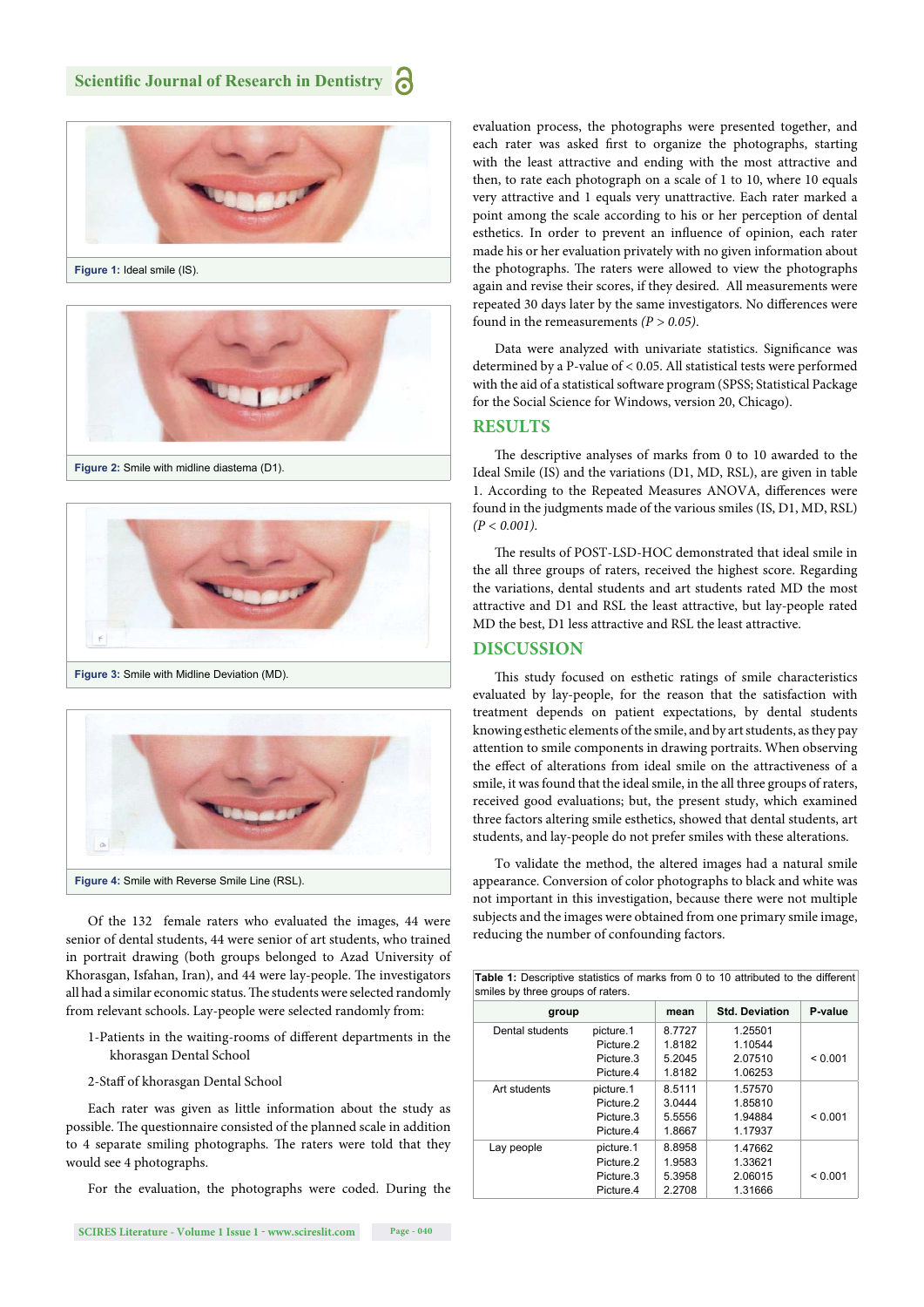Figure 1: Ideal smile (IS).

Figure 2: Smile with midline diastema (D1).

Figure 3: Smile with Midline Deviation (MD).

Figure 4: Smile with Reverse Smile Line (RSL).

Of the 132 female raters who evaluated the images, 44 were senior of dental students, 44 were senior of art students, who trained in portrait drawing (both groups belonged to Azad University of Khorasgan, Isfahan, Iran), and 44 were lay-people. The investigators all had a similar economic status. The students were selected randomly from relevant schools. Lay-people were selected randomly from:

1-Patients in the waiting-rooms of different departments in the khorasgan Dental School

2-Staff of khorasgan Dental School

Each rater was given as little information about the study as possible. The questionnaire consisted of the planned scale in addition to 4 separate smiling photographs. The raters were told that they would see 4 photographs.

For the evaluation, the photographs were coded. During the evaluation process, the photographs were presented together, and each rater was asked first to organize the photographs, starting with the least attractive and ending with the most attractive and then, to rate each photograph on a scale of 1 to 10, where 10 equals very attractive and 1 equals very unattractive. Each rater marked a point among the scale according to his or her perception of dental esthetics. In order to prevent an influence of opinion, each rater made his or her evaluation privately with no given information about the photographs. The raters were allowed to view the photographs again and revise their scores, if they desired. All measurements were repeated 30 days later by the same investigators. No differences were found in the remeasurements *($P > 0.05$)*.

Data were analyzed with univariate statistics. Significance was determined by a P-value of < 0.05. All statistical tests were performed with the aid of a statistical software program (SPSS; Statistical Package for the Social Science for Windows, version 20, Chicago).

## RESULTS

The descriptive analyses of marks from 0 to 10 awarded to the Ideal Smile (IS) and the variations (D1, MD, RSL), are given in table 1. According to the Repeated Measures ANOVA, differences were found in the judgments made of the various smiles (IS, D1, MD, RSL) *($P < 0.001$)*.

The results of POST-LSD-HOC demonstrated that ideal smile in the all three groups of raters, received the highest score. Regarding the variations, dental students and art students rated MD the most attractive and D1 and RSL the least attractive, but lay-people rated MD the best, D1 less attractive and RSL the least attractive.

## DISCUSSION

This study focused on esthetic ratings of smile characteristics evaluated by lay-people, for the reason that the satisfaction with treatment depends on patient expectations, by dental students knowing esthetic elements of the smile, and by art students, as they pay attention to smile components in drawing portraits. When observing the effect of alterations from ideal smile on the attractiveness of a smile, it was found that the ideal smile, in the all three groups of raters, received good evaluations; but, the present study, which examined three factors altering smile esthetics, showed that dental students, art students, and lay-people do not prefer smiles with these alterations.

To validate the method, the altered images had a natural smile appearance. Conversion of color photographs to black and white was not important in this investigation, because there were not multiple subjects and the images were obtained from one primary smile image, reducing the number of confounding factors.

**Table 1:** Descriptive statistics of marks from 0 to 10 attributed to the different smiles by three groups of raters.

| group | | mean | Std. Deviation | P-value |
|---|---|---|---|---|
| Dental students | picture.1 | 8.7727 | 1.25501 | |
| | Picture.2 | 1.8182 | 1.10544 | |
| | Picture.3 | 5.2045 | 2.07510 | < 0.001 |
| | Picture.4 | 1.8182 | 1.06253 | |
| Art students | picture.1 | 8.5111 | 1.57570 | |
| | Picture.2 | 3.0444 | 1.85810 | |
| | Picture.3 | 5.5556 | 1.94884 | < 0.001 |
| | Picture.4 | 1.8667 | 1.17937 | |
| Lay people | picture.1 | 8.8958 | 1.47662 | |
| | Picture.2 | 1.9583 | 1.33621 | |
| | Picture.3 | 5.3958 | 2.06015 | < 0.001 |
| | Picture.4 | 2.2708 | 1.31666 | |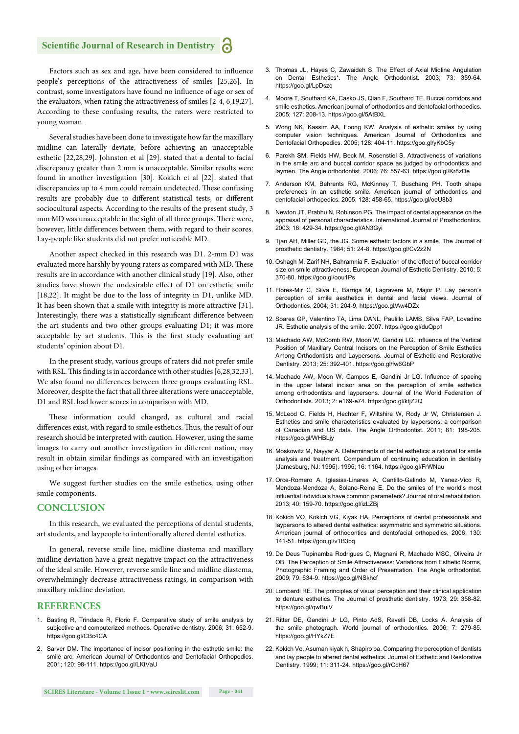Factors such as sex and age, have been considered to influence people's perceptions of the attractiveness of smiles [25,26]. In contrast, some investigators have found no influence of age or sex of the evaluators, when rating the attractiveness of smiles [2-4, 6,19,27]. According to these confusing results, the raters were restricted to young woman.

Several studies have been done to investigate how far the maxillary midline can laterally deviate, before achieving an unacceptable esthetic [22,28,29]. Johnston et al [29]. stated that a dental to facial discrepancy greater than 2 mm is unacceptable. Similar results were found in another investigation [30]. Kokich et al [22]. stated that discrepancies up to 4 mm could remain undetected. These confusing results are probably due to different statistical tests, or different sociocultural aspects. According to the results of the present study, 3 mm MD was unacceptable in the sight of all three groups. There were, however, little differences between them, with regard to their scores. Lay-people like students did not prefer noticeable MD.

Another aspect checked in this research was D1. 2-mm D1 was evaluated more harshly by young raters as compared with MD. These results are in accordance with another clinical study [19]. Also, other studies have shown the undesirable effect of D1 on esthetic smile [18,22]. It might be due to the loss of integrity in D1, unlike MD. It has been shown that a smile with integrity is more attractive [31]. Interestingly, there was a statistically significant difference between the art students and two other groups evaluating D1; it was more acceptable by art students. This is the first study evaluating art students' opinion about D1.

In the present study, various groups of raters did not prefer smile with RSL. This finding is in accordance with other studies [6,28,32,33]. We also found no differences between three groups evaluating RSL. Moreover, despite the fact that all three alterations were unacceptable, D1 and RSL had lower scores in comparison with MD.

These information could changed, as cultural and racial differences exist, with regard to smile esthetics. Thus, the result of our research should be interpreted with caution. However, using the same images to carry out another investigation in different nation, may result in obtain similar findings as compared with an investigation using other images.

We suggest further studies on the smile esthetics, using other smile components.

## CONCLUSION

In this research, we evaluated the perceptions of dental students, art students, and laypeople to intentionally altered dental esthetics.

In general, reverse smile line, midline diastema and maxillary midline deviation have a great negative impact on the attractiveness of the ideal smile. However, reverse smile line and midline diastema, overwhelmingly decrease attractiveness ratings, in comparison with maxillary midline deviation.

## REFERENCES

1. Basting R, Trindade R, Florio F. Comparative study of smile analysis by subjective and computerized methods. Operative dentistry. 2006; 31: 652-9. https://goo.gl/CBc4CA
2. Sarver DM. The importance of incisor positioning in the esthetic smile: the smile arc. American Journal of Orthodontics and Dentofacial Orthopedics. 2001; 120: 98-111. https://goo.gl/LKtVaU
3. Thomas JL, Hayes C, Zawaideh S. The Effect of Axial Midline Angulation on Dental Esthetics*. The Angle Orthodontist. 2003; 73: 359-64. https://goo.gl/LpDszq
4. Moore T, Southard KA, Casko JS, Qian F, Southard TE. Buccal corridors and smile esthetics. American journal of orthodontics and dentofacial orthopedics. 2005; 127: 208-13. https://goo.gl/5AtBXL
5. Wong NK, Kassim AA, Foong KW. Analysis of esthetic smiles by using computer vision techniques. American Journal of Orthodontics and Dentofacial Orthopedics. 2005; 128: 404-11. https://goo.gl/yKbC5y
6. Parekh SM, Fields HW, Beck M, Rosenstiel S. Attractiveness of variations in the smile arc and buccal corridor space as judged by orthodontists and laymen. The Angle orthodontist. 2006; 76: 557-63. https://goo.gl/Kr8zDe
7. Anderson KM, Behrents RG, McKinney T, Buschang PH. Tooth shape preferences in an esthetic smile. American journal of orthodontics and dentofacial orthopedics. 2005; 128: 458-65. https://goo.gl/oeU8b3
8. Newton JT, Prabhu N, Robinson PG. The impact of dental appearance on the appraisal of personal characteristics. International Journal of Prosthodontics. 2003; 16: 429-34. https://goo.gl/AN3Gyi
9. Tjan AH, Miller GD, the JG. Some esthetic factors in a smile. The Journal of prosthetic dentistry. 1984; 51: 24-8. https://goo.gl/Cv2z2N
10. Oshagh M, Zarif NH, Bahramnia F. Evaluation of the effect of buccal corridor size on smile attractiveness. European Journal of Esthetic Dentistry. 2010; 5: 370-80. https://goo.gl/oou1Ps
11. Flores-Mir C, Silva E, Barriga M, Lagravere M, Major P. Lay person's perception of smile aesthetics in dental and facial views. Journal of Orthodontics. 2004; 31: 204-9. https://goo.gl/Aw4DZx
12. Soares GP, Valentino TA, Lima DANL, Paulillo LAMS, Silva FAP, Lovadino JR. Esthetic analysis of the smile. 2007. https://goo.gl/duQpp1
13. Machado AW, McComb RW, Moon W, Gandini LG. Influence of the Vertical Position of Maxillary Central Incisors on the Perception of Smile Esthetics Among Orthodontists and Laypersons. Journal of Esthetic and Restorative Dentistry. 2013; 25: 392-401. https://goo.gl/fw6GbP
14. Machado AW, Moon W, Campos E, Gandini Jr LG. Influence of spacing in the upper lateral incisor area on the perception of smile esthetics among orthodontists and laypersons. Journal of the World Federation of Orthodontists. 2013; 2: e169-e74. https://goo.gl/ktjZ2Q
15. McLeod C, Fields H, Hechter F, Wiltshire W, Rody Jr W, Christensen J. Esthetics and smile characteristics evaluated by laypersons: a comparison of Canadian and US data. The Angle Orthodontist. 2011; 81: 198-205. https://goo.gl/WHBLjy
16. Moskowitz M, Nayyar A. Determinants of dental esthetics: a rational for smile analysis and treatment. Compendium of continuing education in dentistry (Jamesburg, NJ: 1995). 1995; 16: 1164. https://goo.gl/FrWNau
17. Orce-Romero A, Iglesias-Linares A, Cantillo-Galindo M, Yanez-Vico R, Mendoza-Mendoza A, Solano-Reina E. Do the smiles of the world's most influential individuals have common parameters? Journal of oral rehabilitation. 2013; 40: 159-70. https://goo.gl/izLZBj
18. Kokich VO, Kokich VG, Kiyak HA. Perceptions of dental professionals and laypersons to altered dental esthetics: asymmetric and symmetric situations. American journal of orthodontics and dentofacial orthopedics. 2006; 130: 141-51. https://goo.gl/v1B3bq
19. De Deus Tupinamba Rodrigues C, Magnani R, Machado MSC, Oliveira Jr OB. The Perception of Smile Attractiveness: Variations from Esthetic Norms, Photographic Framing and Order of Presentation. The Angle orthodontist. 2009; 79: 634-9. https://goo.gl/NSkhcf
20. Lombardi RE. The principles of visual perception and their clinical application to denture esthetics. The Journal of prosthetic dentistry. 1973; 29: 358-82. https://goo.gl/qwBuiV
21. Ritter DE, Gandini Jr LG, Pinto AdS, Ravelli DB, Locks A. Analysis of the smile photograph. World journal of orthodontics. 2006; 7: 279-85. https://goo.gl/HYkZ7E
22. Kokich Vo, Asuman kiyak h, Shapiro pa. Comparing the perception of dentists and lay people to altered dental esthetics. Journal of Esthetic and Restorative Dentistry. 1999; 11: 311-24. https://goo.gl/rCcH67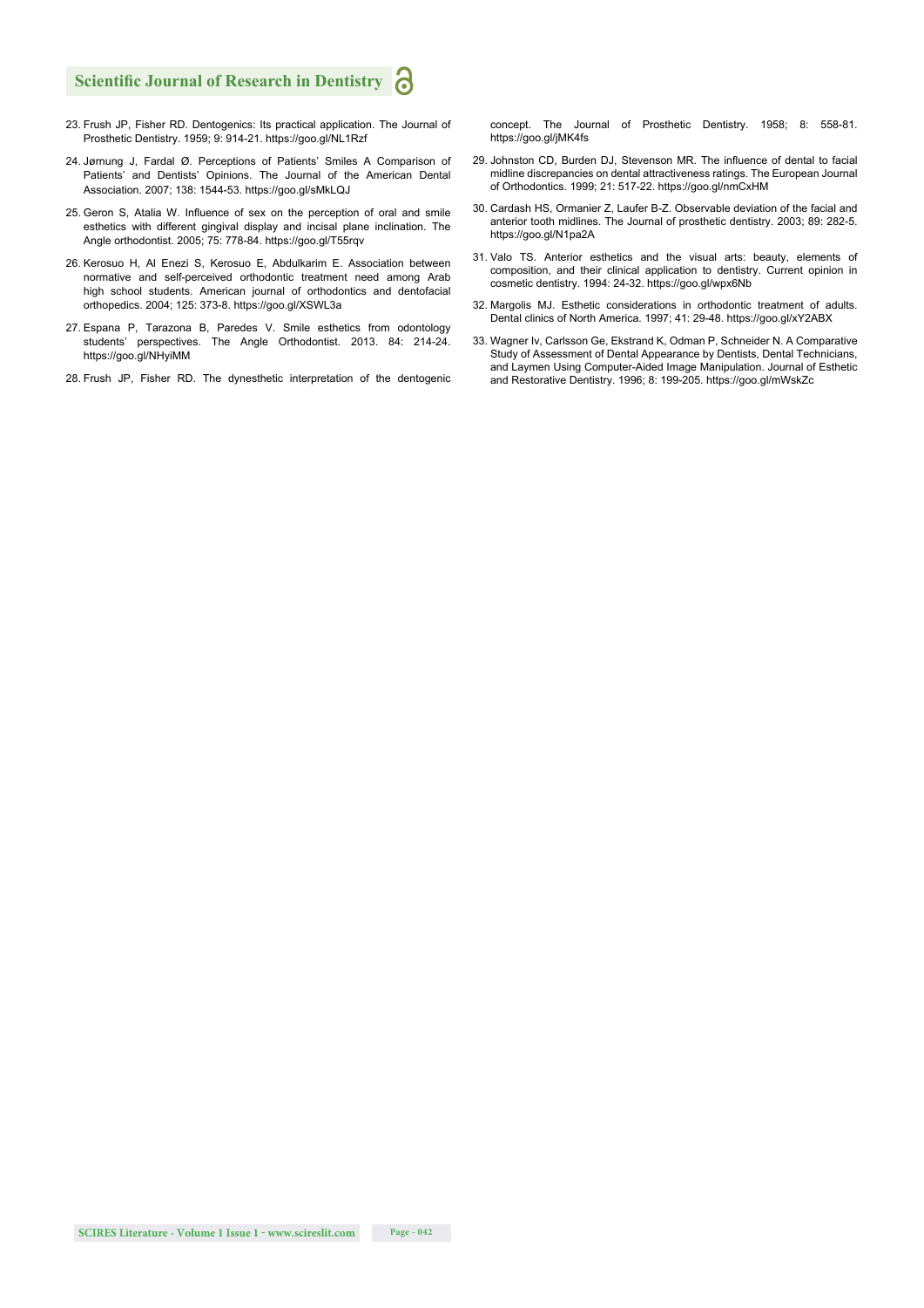23. Frush JP, Fisher RD. Dentogenics: Its practical application. The Journal of Prosthetic Dentistry. 1959; 9: 914-21. https://goo.gl/NL1Rzf

24. Jørnung J, Fardal Ø. Perceptions of Patients' Smiles A Comparison of Patients' and Dentists' Opinions. The Journal of the American Dental Association. 2007; 138: 1544-53. https://goo.gl/sMkLQJ

25. Geron S, Atalia W. Influence of sex on the perception of oral and smile esthetics with different gingival display and incisal plane inclination. The Angle orthodontist. 2005; 75: 778-84. https://goo.gl/T55rqv

26. Kerosuo H, Al Enezi S, Kerosuo E, Abdulkarim E. Association between normative and self-perceived orthodontic treatment need among Arab high school students. American journal of orthodontics and dentofacial orthopedics. 2004; 125: 373-8. https://goo.gl/XSWL3a

27. Espana P, Tarazona B, Paredes V. Smile esthetics from odontology students' perspectives. The Angle Orthodontist. 2013. 84: 214-24. https://goo.gl/NHyiMM

28. Frush JP, Fisher RD. The dynesthetic interpretation of the dentogenic concept. The Journal of Prosthetic Dentistry. 1958; 8: 558-81. https://goo.gl/jMK4fs

29. Johnston CD, Burden DJ, Stevenson MR. The influence of dental to facial midline discrepancies on dental attractiveness ratings. The European Journal of Orthodontics. 1999; 21: 517-22. https://goo.gl/nmCxHM

30. Cardash HS, Ormanier Z, Laufer B-Z. Observable deviation of the facial and anterior tooth midlines. The Journal of prosthetic dentistry. 2003; 89: 282-5. https://goo.gl/N1pa2A

31. Valo TS. Anterior esthetics and the visual arts: beauty, elements of composition, and their clinical application to dentistry. Current opinion in cosmetic dentistry. 1994: 24-32. https://goo.gl/wpx6Nb

32. Margolis MJ. Esthetic considerations in orthodontic treatment of adults. Dental clinics of North America. 1997; 41: 29-48. https://goo.gl/xY2ABX

33. Wagner Iv, Carlsson Ge, Ekstrand K, Odman P, Schneider N. A Comparative Study of Assessment of Dental Appearance by Dentists, Dental Technicians, and Laymen Using Computer-Aided Image Manipulation. Journal of Esthetic and Restorative Dentistry. 1996; 8: 199-205. https://goo.gl/mWskZc